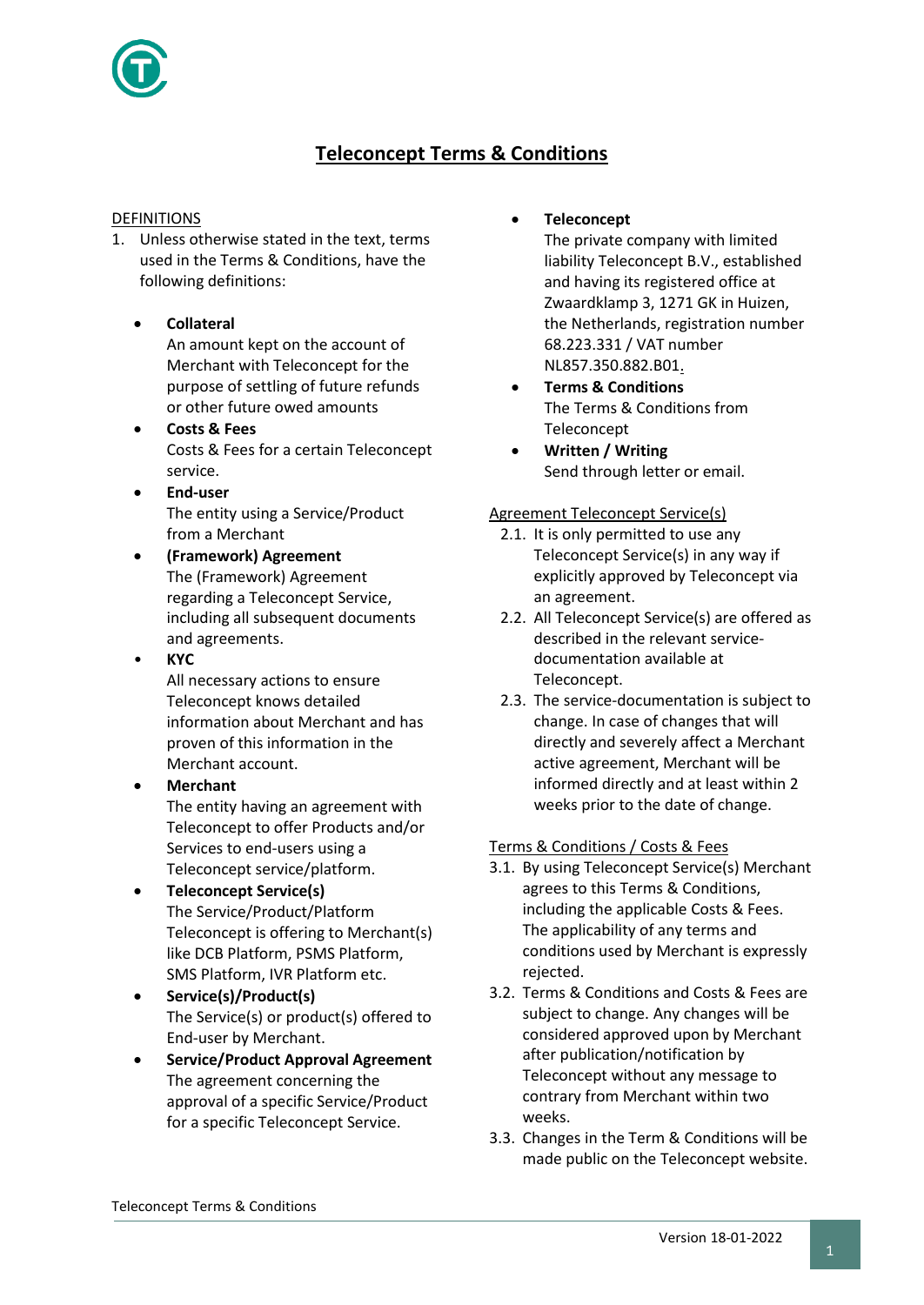# Teleconcept Terms & Conditions

## DEFINITIONS

1. Unless otherwise stated in the text, terms used in the Terms & Conditions, have the following definitions:

   - **Collateral**
     An amount kept on the account of Merchant with Teleconcept for the purpose of settling of future refunds or other future owed amounts
   - **Costs & Fees**
     Costs & Fees for a certain Teleconcept service.
   - **End-user**
     The entity using a Service/Product from a Merchant
   - **(Framework) Agreement**
     The (Framework) Agreement regarding a Teleconcept Service, including all subsequent documents and agreements.
   - **KYC**
     All necessary actions to ensure Teleconcept knows detailed information about Merchant and has proven of this information in the Merchant account.
   - **Merchant**
     The entity having an agreement with Teleconcept to offer Products and/or Services to end-users using a Teleconcept service/platform.
   - **Teleconcept Service(s)**
     The Service/Product/Platform Teleconcept is offering to Merchant(s) like DCB Platform, PSMS Platform, SMS Platform, IVR Platform etc.
   - **Service(s)/Product(s)**
     The Service(s) or product(s) offered to End-user by Merchant.
   - **Service/Product Approval Agreement**
     The agreement concerning the approval of a specific Service/Product for a specific Teleconcept Service.
   - **Teleconcept**
     The private company with limited liability Teleconcept B.V., established and having its registered office at Zwaardklamp 3, 1271 GK in Huizen, the Netherlands, registration number 68.223.331 / VAT number NL857.350.882.B01.
   - **Terms & Conditions**
     The Terms & Conditions from Teleconcept
   - **Written / Writing**
     Send through letter or email.

## Agreement Teleconcept Service(s)

2.1. It is only permitted to use any Teleconcept Service(s) in any way if explicitly approved by Teleconcept via an agreement.

2.2. All Teleconcept Service(s) are offered as described in the relevant service-documentation available at Teleconcept.

2.3. The service-documentation is subject to change. In case of changes that will directly and severely affect a Merchant active agreement, Merchant will be informed directly and at least within 2 weeks prior to the date of change.

## Terms & Conditions / Costs & Fees

3.1. By using Teleconcept Service(s) Merchant agrees to this Terms & Conditions, including the applicable Costs & Fees. The applicability of any terms and conditions used by Merchant is expressly rejected.

3.2. Terms & Conditions and Costs & Fees are subject to change. Any changes will be considered approved upon by Merchant after publication/notification by Teleconcept without any message to contrary from Merchant within two weeks.

3.3. Changes in the Term & Conditions will be made public on the Teleconcept website.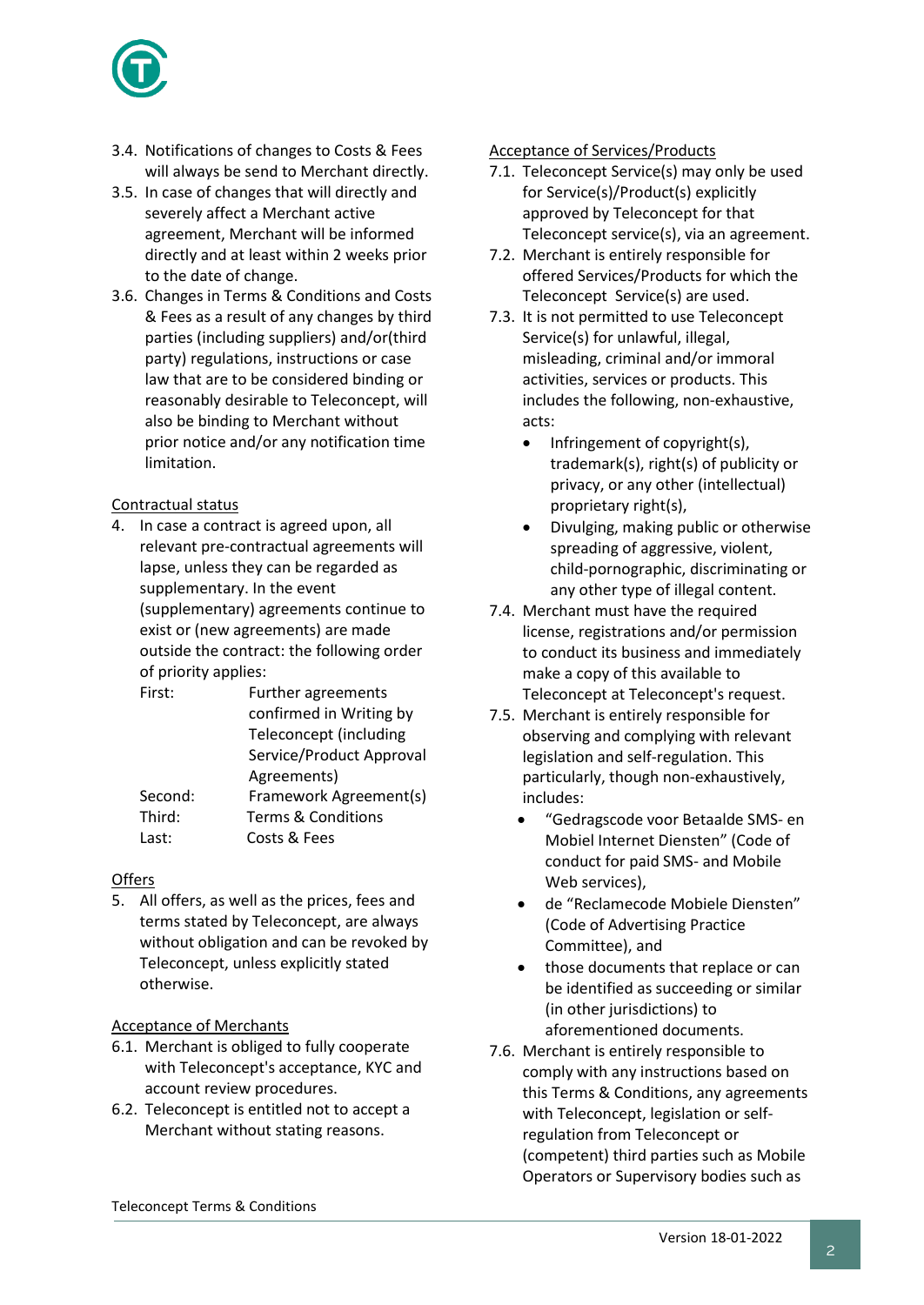3.4. Notifications of changes to Costs & Fees will always be send to Merchant directly.

3.5. In case of changes that will directly and severely affect a Merchant active agreement, Merchant will be informed directly and at least within 2 weeks prior to the date of change.

3.6. Changes in Terms & Conditions and Costs & Fees as a result of any changes by third parties (including suppliers) and/or(third party) regulations, instructions or case law that are to be considered binding or reasonably desirable to Teleconcept, will also be binding to Merchant without prior notice and/or any notification time limitation.

<u>Contractual status</u>

4. In case a contract is agreed upon, all relevant pre-contractual agreements will lapse, unless they can be regarded as supplementary. In the event (supplementary) agreements continue to exist or (new agreements) are made outside the contract: the following order of priority applies:

| | |
|---|---|
| First: | Further agreements confirmed in Writing by Teleconcept (including Service/Product Approval Agreements) |
| Second: | Framework Agreement(s) |
| Third: | Terms & Conditions |
| Last: | Costs & Fees |

<u>Offers</u>

5. All offers, as well as the prices, fees and terms stated by Teleconcept, are always without obligation and can be revoked by Teleconcept, unless explicitly stated otherwise.

<u>Acceptance of Merchants</u>

6.1. Merchant is obliged to fully cooperate with Teleconcept's acceptance, KYC and account review procedures.

6.2. Teleconcept is entitled not to accept a Merchant without stating reasons.

<u>Acceptance of Services/Products</u>

7.1. Teleconcept Service(s) may only be used for Service(s)/Product(s) explicitly approved by Teleconcept for that Teleconcept service(s), via an agreement.

7.2. Merchant is entirely responsible for offered Services/Products for which the Teleconcept Service(s) are used.

7.3. It is not permitted to use Teleconcept Service(s) for unlawful, illegal, misleading, criminal and/or immoral activities, services or products. This includes the following, non-exhaustive, acts:

- Infringement of copyright(s), trademark(s), right(s) of publicity or privacy, or any other (intellectual) proprietary right(s),
- Divulging, making public or otherwise spreading of aggressive, violent, child-pornographic, discriminating or any other type of illegal content.

7.4. Merchant must have the required license, registrations and/or permission to conduct its business and immediately make a copy of this available to Teleconcept at Teleconcept's request.

7.5. Merchant is entirely responsible for observing and complying with relevant legislation and self-regulation. This particularly, though non-exhaustively, includes:

- "Gedragscode voor Betaalde SMS- en Mobiel Internet Diensten" (Code of conduct for paid SMS- and Mobile Web services),
- de "Reclamecode Mobiele Diensten" (Code of Advertising Practice Committee), and
- those documents that replace or can be identified as succeeding or similar (in other jurisdictions) to aforementioned documents.

7.6. Merchant is entirely responsible to comply with any instructions based on this Terms & Conditions, any agreements with Teleconcept, legislation or self-regulation from Teleconcept or (competent) third parties such as Mobile Operators or Supervisory bodies such as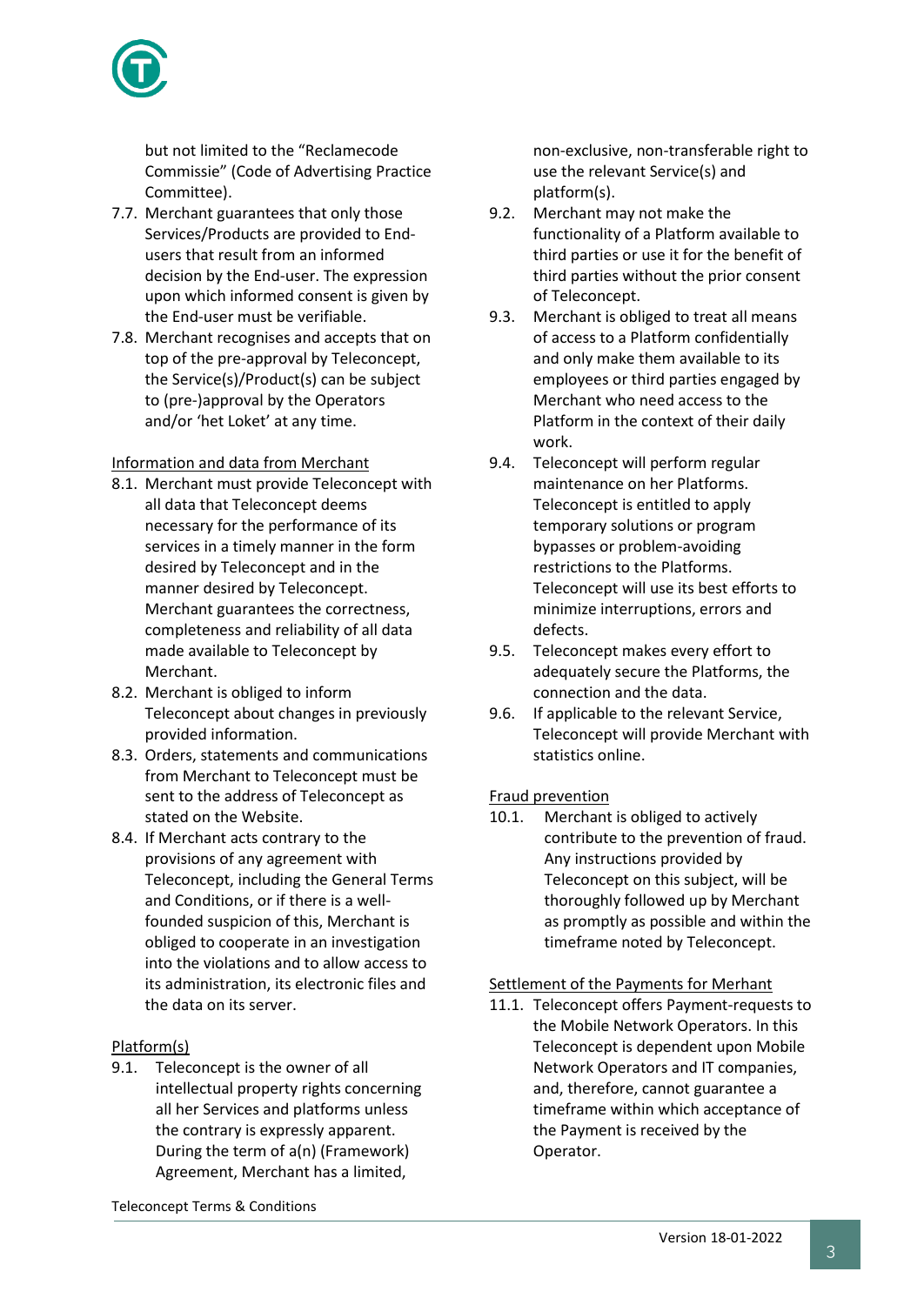but not limited to the "Reclamecode Commissie" (Code of Advertising Practice Committee).

7.7. Merchant guarantees that only those Services/Products are provided to End-users that result from an informed decision by the End-user. The expression upon which informed consent is given by the End-user must be verifiable.

7.8. Merchant recognises and accepts that on top of the pre-approval by Teleconcept, the Service(s)/Product(s) can be subject to (pre-)approval by the Operators and/or 'het Loket' at any time.

<u>Information and data from Merchant</u>

8.1. Merchant must provide Teleconcept with all data that Teleconcept deems necessary for the performance of its services in a timely manner in the form desired by Teleconcept and in the manner desired by Teleconcept. Merchant guarantees the correctness, completeness and reliability of all data made available to Teleconcept by Merchant.

8.2. Merchant is obliged to inform Teleconcept about changes in previously provided information.

8.3. Orders, statements and communications from Merchant to Teleconcept must be sent to the address of Teleconcept as stated on the Website.

8.4. If Merchant acts contrary to the provisions of any agreement with Teleconcept, including the General Terms and Conditions, or if there is a well-founded suspicion of this, Merchant is obliged to cooperate in an investigation into the violations and to allow access to its administration, its electronic files and the data on its server.

<u>Platform(s)</u>

9.1. Teleconcept is the owner of all intellectual property rights concerning all her Services and platforms unless the contrary is expressly apparent. During the term of a(n) (Framework) Agreement, Merchant has a limited, non-exclusive, non-transferable right to use the relevant Service(s) and platform(s).

9.2. Merchant may not make the functionality of a Platform available to third parties or use it for the benefit of third parties without the prior consent of Teleconcept.

9.3. Merchant is obliged to treat all means of access to a Platform confidentially and only make them available to its employees or third parties engaged by Merchant who need access to the Platform in the context of their daily work.

9.4. Teleconcept will perform regular maintenance on her Platforms. Teleconcept is entitled to apply temporary solutions or program bypasses or problem-avoiding restrictions to the Platforms. Teleconcept will use its best efforts to minimize interruptions, errors and defects.

9.5. Teleconcept makes every effort to adequately secure the Platforms, the connection and the data.

9.6. If applicable to the relevant Service, Teleconcept will provide Merchant with statistics online.

<u>Fraud prevention</u>

10.1. Merchant is obliged to actively contribute to the prevention of fraud. Any instructions provided by Teleconcept on this subject, will be thoroughly followed up by Merchant as promptly as possible and within the timeframe noted by Teleconcept.

<u>Settlement of the Payments for Merhant</u>

11.1. Teleconcept offers Payment-requests to the Mobile Network Operators. In this Teleconcept is dependent upon Mobile Network Operators and IT companies, and, therefore, cannot guarantee a timeframe within which acceptance of the Payment is received by the Operator.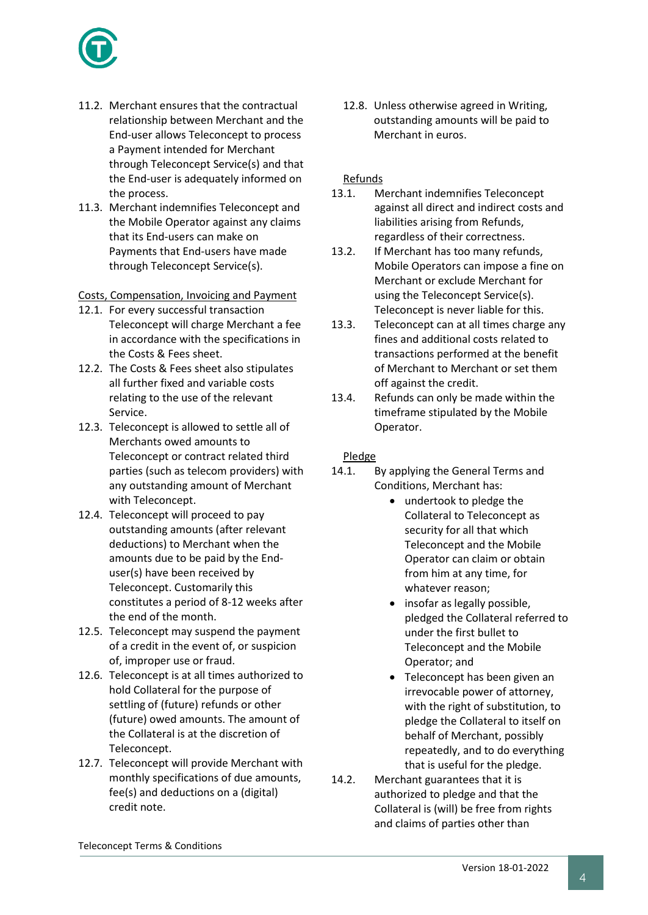11.2. Merchant ensures that the contractual relationship between Merchant and the End-user allows Teleconcept to process a Payment intended for Merchant through Teleconcept Service(s) and that the End-user is adequately informed on the process.

11.3. Merchant indemnifies Teleconcept and the Mobile Operator against any claims that its End-users can make on Payments that End-users have made through Teleconcept Service(s).

<u>Costs, Compensation, Invoicing and Payment</u>

12.1. For every successful transaction Teleconcept will charge Merchant a fee in accordance with the specifications in the Costs & Fees sheet.

12.2. The Costs & Fees sheet also stipulates all further fixed and variable costs relating to the use of the relevant Service.

12.3. Teleconcept is allowed to settle all of Merchants owed amounts to Teleconcept or contract related third parties (such as telecom providers) with any outstanding amount of Merchant with Teleconcept.

12.4. Teleconcept will proceed to pay outstanding amounts (after relevant deductions) to Merchant when the amounts due to be paid by the End-user(s) have been received by Teleconcept. Customarily this constitutes a period of 8-12 weeks after the end of the month.

12.5. Teleconcept may suspend the payment of a credit in the event of, or suspicion of, improper use or fraud.

12.6. Teleconcept is at all times authorized to hold Collateral for the purpose of settling of (future) refunds or other (future) owed amounts. The amount of the Collateral is at the discretion of Teleconcept.

12.7. Teleconcept will provide Merchant with monthly specifications of due amounts, fee(s) and deductions on a (digital) credit note.

12.8. Unless otherwise agreed in Writing, outstanding amounts will be paid to Merchant in euros.

<u>Refunds</u>

13.1. Merchant indemnifies Teleconcept against all direct and indirect costs and liabilities arising from Refunds, regardless of their correctness.

13.2. If Merchant has too many refunds, Mobile Operators can impose a fine on Merchant or exclude Merchant for using the Teleconcept Service(s). Teleconcept is never liable for this.

13.3. Teleconcept can at all times charge any fines and additional costs related to transactions performed at the benefit of Merchant to Merchant or set them off against the credit.

13.4. Refunds can only be made within the timeframe stipulated by the Mobile Operator.

<u>Pledge</u>

14.1. By applying the General Terms and Conditions, Merchant has:

- undertook to pledge the Collateral to Teleconcept as security for all that which Teleconcept and the Mobile Operator can claim or obtain from him at any time, for whatever reason;
- insofar as legally possible, pledged the Collateral referred to under the first bullet to Teleconcept and the Mobile Operator; and
- Teleconcept has been given an irrevocable power of attorney, with the right of substitution, to pledge the Collateral to itself on behalf of Merchant, possibly repeatedly, and to do everything that is useful for the pledge.

14.2. Merchant guarantees that it is authorized to pledge and that the Collateral is (will) be free from rights and claims of parties other than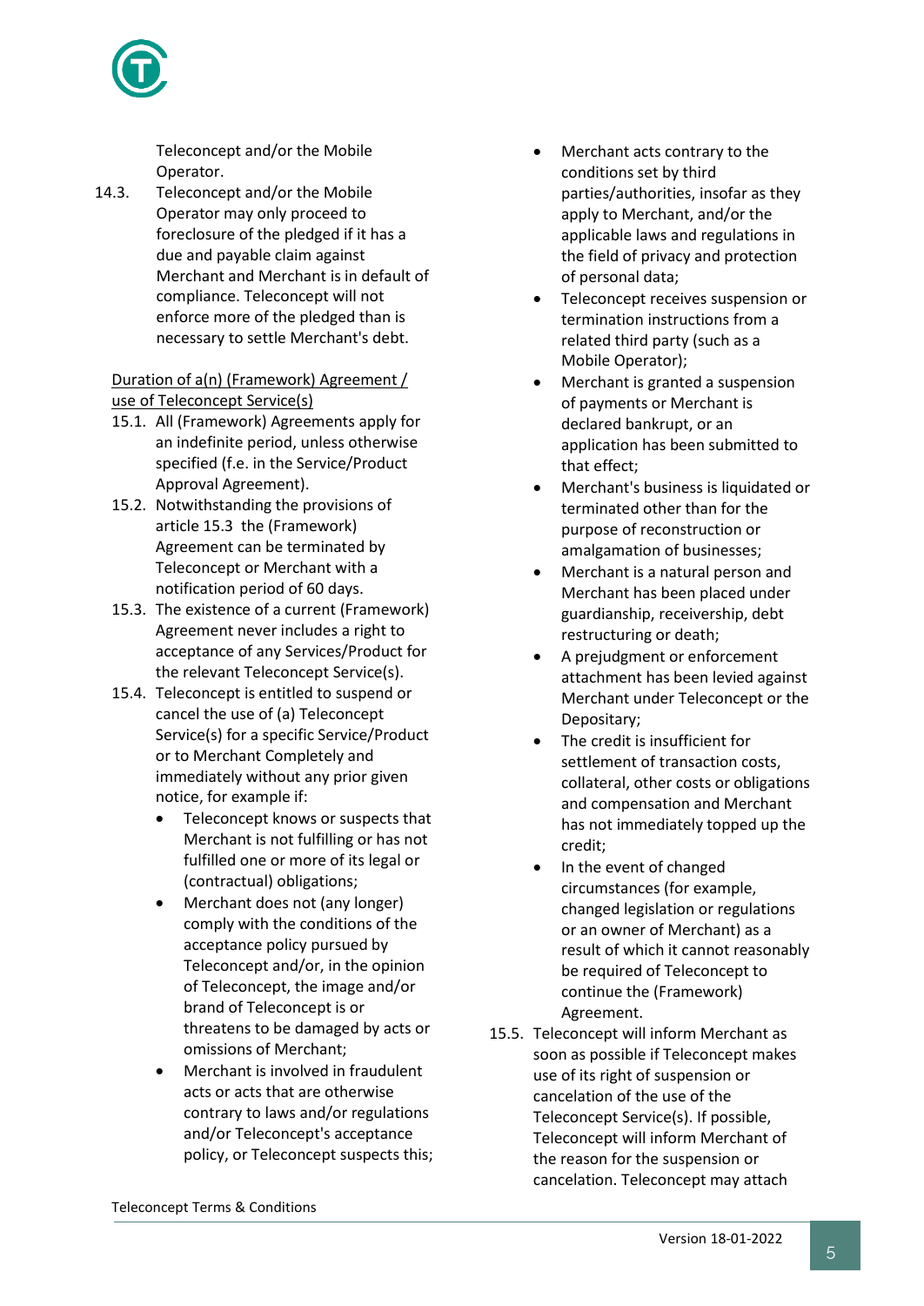Teleconcept and/or the Mobile Operator.

14.3. Teleconcept and/or the Mobile Operator may only proceed to foreclosure of the pledged if it has a due and payable claim against Merchant and Merchant is in default of compliance. Teleconcept will not enforce more of the pledged than is necessary to settle Merchant's debt.

<u>Duration of a(n) (Framework) Agreement / use of Teleconcept Service(s)</u>

15.1. All (Framework) Agreements apply for an indefinite period, unless otherwise specified (f.e. in the Service/Product Approval Agreement).

15.2. Notwithstanding the provisions of article 15.3 the (Framework) Agreement can be terminated by Teleconcept or Merchant with a notification period of 60 days.

15.3. The existence of a current (Framework) Agreement never includes a right to acceptance of any Services/Product for the relevant Teleconcept Service(s).

15.4. Teleconcept is entitled to suspend or cancel the use of (a) Teleconcept Service(s) for a specific Service/Product or to Merchant Completely and immediately without any prior given notice, for example if:

- Teleconcept knows or suspects that Merchant is not fulfilling or has not fulfilled one or more of its legal or (contractual) obligations;
- Merchant does not (any longer) comply with the conditions of the acceptance policy pursued by Teleconcept and/or, in the opinion of Teleconcept, the image and/or brand of Teleconcept is or threatens to be damaged by acts or omissions of Merchant;
- Merchant is involved in fraudulent acts or acts that are otherwise contrary to laws and/or regulations and/or Teleconcept's acceptance policy, or Teleconcept suspects this;
- Merchant acts contrary to the conditions set by third parties/authorities, insofar as they apply to Merchant, and/or the applicable laws and regulations in the field of privacy and protection of personal data;
- Teleconcept receives suspension or termination instructions from a related third party (such as a Mobile Operator);
- Merchant is granted a suspension of payments or Merchant is declared bankrupt, or an application has been submitted to that effect;
- Merchant's business is liquidated or terminated other than for the purpose of reconstruction or amalgamation of businesses;
- Merchant is a natural person and Merchant has been placed under guardianship, receivership, debt restructuring or death;
- A prejudgment or enforcement attachment has been levied against Merchant under Teleconcept or the Depositary;
- The credit is insufficient for settlement of transaction costs, collateral, other costs or obligations and compensation and Merchant has not immediately topped up the credit;
- In the event of changed circumstances (for example, changed legislation or regulations or an owner of Merchant) as a result of which it cannot reasonably be required of Teleconcept to continue the (Framework) Agreement.

15.5. Teleconcept will inform Merchant as soon as possible if Teleconcept makes use of its right of suspension or cancelation of the use of the Teleconcept Service(s). If possible, Teleconcept will inform Merchant of the reason for the suspension or cancelation. Teleconcept may attach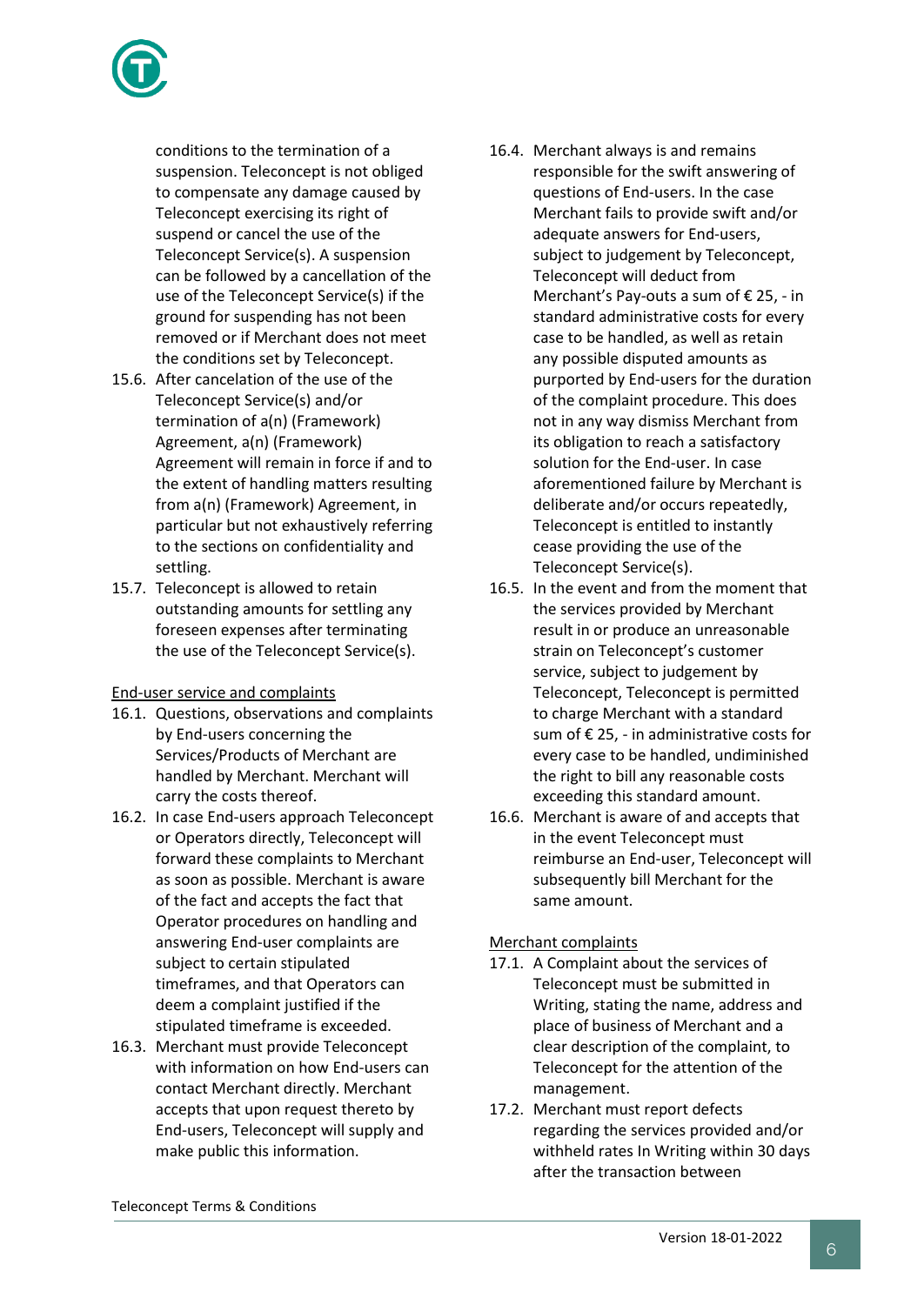conditions to the termination of a suspension. Teleconcept is not obliged to compensate any damage caused by Teleconcept exercising its right of suspend or cancel the use of the Teleconcept Service(s). A suspension can be followed by a cancellation of the use of the Teleconcept Service(s) if the ground for suspending has not been removed or if Merchant does not meet the conditions set by Teleconcept.

15.6. After cancelation of the use of the Teleconcept Service(s) and/or termination of a(n) (Framework) Agreement, a(n) (Framework) Agreement will remain in force if and to the extent of handling matters resulting from a(n) (Framework) Agreement, in particular but not exhaustively referring to the sections on confidentiality and settling.

15.7. Teleconcept is allowed to retain outstanding amounts for settling any foreseen expenses after terminating the use of the Teleconcept Service(s).

<u>End-user service and complaints</u>

16.1. Questions, observations and complaints by End-users concerning the Services/Products of Merchant are handled by Merchant. Merchant will carry the costs thereof.

16.2. In case End-users approach Teleconcept or Operators directly, Teleconcept will forward these complaints to Merchant as soon as possible. Merchant is aware of the fact and accepts the fact that Operator procedures on handling and answering End-user complaints are subject to certain stipulated timeframes, and that Operators can deem a complaint justified if the stipulated timeframe is exceeded.

16.3. Merchant must provide Teleconcept with information on how End-users can contact Merchant directly. Merchant accepts that upon request thereto by End-users, Teleconcept will supply and make public this information.

16.4. Merchant always is and remains responsible for the swift answering of questions of End-users. In the case Merchant fails to provide swift and/or adequate answers for End-users, subject to judgement by Teleconcept, Teleconcept will deduct from Merchant's Pay-outs a sum of € 25, - in standard administrative costs for every case to be handled, as well as retain any possible disputed amounts as purported by End-users for the duration of the complaint procedure. This does not in any way dismiss Merchant from its obligation to reach a satisfactory solution for the End-user. In case aforementioned failure by Merchant is deliberate and/or occurs repeatedly, Teleconcept is entitled to instantly cease providing the use of the Teleconcept Service(s).

16.5. In the event and from the moment that the services provided by Merchant result in or produce an unreasonable strain on Teleconcept's customer service, subject to judgement by Teleconcept, Teleconcept is permitted to charge Merchant with a standard sum of € 25, - in administrative costs for every case to be handled, undiminished the right to bill any reasonable costs exceeding this standard amount.

16.6. Merchant is aware of and accepts that in the event Teleconcept must reimburse an End-user, Teleconcept will subsequently bill Merchant for the same amount.

<u>Merchant complaints</u>

17.1. A Complaint about the services of Teleconcept must be submitted in Writing, stating the name, address and place of business of Merchant and a clear description of the complaint, to Teleconcept for the attention of the management.

17.2. Merchant must report defects regarding the services provided and/or withheld rates In Writing within 30 days after the transaction between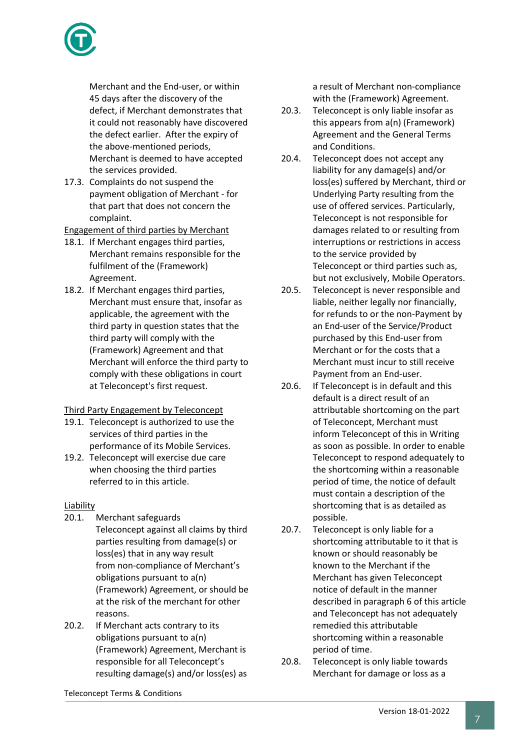Merchant and the End-user, or within 45 days after the discovery of the defect, if Merchant demonstrates that it could not reasonably have discovered the defect earlier. After the expiry of the above-mentioned periods, Merchant is deemed to have accepted the services provided.

17.3. Complaints do not suspend the payment obligation of Merchant - for that part that does not concern the complaint.

Engagement of third parties by Merchant

18.1. If Merchant engages third parties, Merchant remains responsible for the fulfilment of the (Framework) Agreement.

18.2. If Merchant engages third parties, Merchant must ensure that, insofar as applicable, the agreement with the third party in question states that the third party will comply with the (Framework) Agreement and that Merchant will enforce the third party to comply with these obligations in court at Teleconcept's first request.

Third Party Engagement by Teleconcept

19.1. Teleconcept is authorized to use the services of third parties in the performance of its Mobile Services.

19.2. Teleconcept will exercise due care when choosing the third parties referred to in this article.

Liability

20.1. Merchant safeguards Teleconcept against all claims by third parties resulting from damage(s) or loss(es) that in any way result from non-compliance of Merchant's obligations pursuant to a(n) (Framework) Agreement, or should be at the risk of the merchant for other reasons.

20.2. If Merchant acts contrary to its obligations pursuant to a(n) (Framework) Agreement, Merchant is responsible for all Teleconcept's resulting damage(s) and/or loss(es) as a result of Merchant non-compliance with the (Framework) Agreement.

20.3. Teleconcept is only liable insofar as this appears from a(n) (Framework) Agreement and the General Terms and Conditions.

20.4. Teleconcept does not accept any liability for any damage(s) and/or loss(es) suffered by Merchant, third or Underlying Party resulting from the use of offered services. Particularly, Teleconcept is not responsible for damages related to or resulting from interruptions or restrictions in access to the service provided by Teleconcept or third parties such as, but not exclusively, Mobile Operators.

20.5. Teleconcept is never responsible and liable, neither legally nor financially, for refunds to or the non-Payment by an End-user of the Service/Product purchased by this End-user from Merchant or for the costs that a Merchant must incur to still receive Payment from an End-user.

20.6. If Teleconcept is in default and this default is a direct result of an attributable shortcoming on the part of Teleconcept, Merchant must inform Teleconcept of this in Writing as soon as possible. In order to enable Teleconcept to respond adequately to the shortcoming within a reasonable period of time, the notice of default must contain a description of the shortcoming that is as detailed as possible.

20.7. Teleconcept is only liable for a shortcoming attributable to it that is known or should reasonably be known to the Merchant if the Merchant has given Teleconcept notice of default in the manner described in paragraph 6 of this article and Teleconcept has not adequately remedied this attributable shortcoming within a reasonable period of time.

20.8. Teleconcept is only liable towards Merchant for damage or loss as a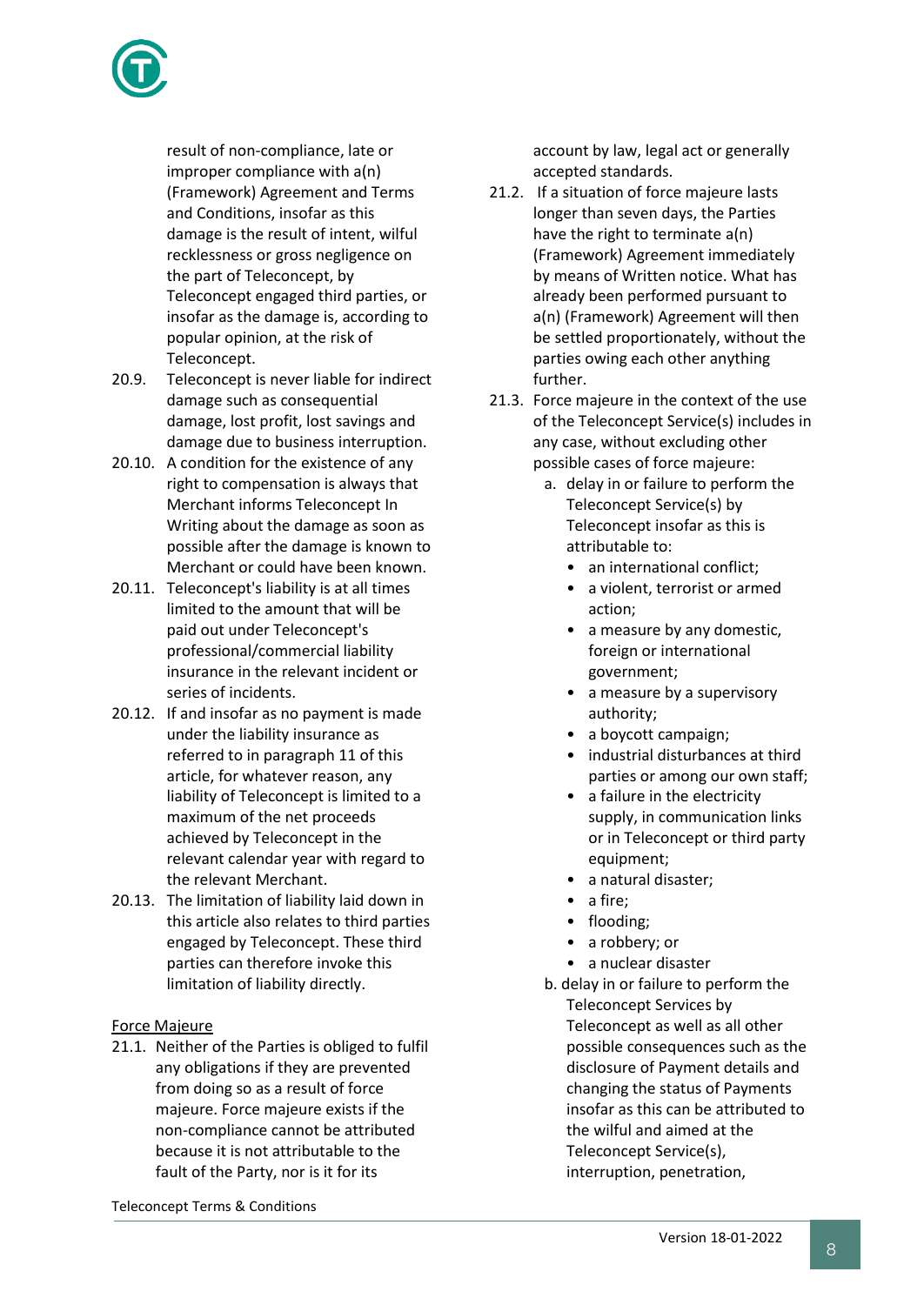result of non-compliance, late or improper compliance with a(n) (Framework) Agreement and Terms and Conditions, insofar as this damage is the result of intent, wilful recklessness or gross negligence on the part of Teleconcept, by Teleconcept engaged third parties, or insofar as the damage is, according to popular opinion, at the risk of Teleconcept.

20.9. Teleconcept is never liable for indirect damage such as consequential damage, lost profit, lost savings and damage due to business interruption.

20.10. A condition for the existence of any right to compensation is always that Merchant informs Teleconcept In Writing about the damage as soon as possible after the damage is known to Merchant or could have been known.

20.11. Teleconcept's liability is at all times limited to the amount that will be paid out under Teleconcept's professional/commercial liability insurance in the relevant incident or series of incidents.

20.12. If and insofar as no payment is made under the liability insurance as referred to in paragraph 11 of this article, for whatever reason, any liability of Teleconcept is limited to a maximum of the net proceeds achieved by Teleconcept in the relevant calendar year with regard to the relevant Merchant.

20.13. The limitation of liability laid down in this article also relates to third parties engaged by Teleconcept. These third parties can therefore invoke this limitation of liability directly.

<u>Force Majeure</u>

21.1. Neither of the Parties is obliged to fulfil any obligations if they are prevented from doing so as a result of force majeure. Force majeure exists if the non-compliance cannot be attributed because it is not attributable to the fault of the Party, nor is it for its account by law, legal act or generally accepted standards.

21.2. If a situation of force majeure lasts longer than seven days, the Parties have the right to terminate a(n) (Framework) Agreement immediately by means of Written notice. What has already been performed pursuant to a(n) (Framework) Agreement will then be settled proportionately, without the parties owing each other anything further.

21.3. Force majeure in the context of the use of the Teleconcept Service(s) includes in any case, without excluding other possible cases of force majeure:

a. delay in or failure to perform the Teleconcept Service(s) by Teleconcept insofar as this is attributable to:
   - an international conflict;
   - a violent, terrorist or armed action;
   - a measure by any domestic, foreign or international government;
   - a measure by a supervisory authority;
   - a boycott campaign;
   - industrial disturbances at third parties or among our own staff;
   - a failure in the electricity supply, in communication links or in Teleconcept or third party equipment;
   - a natural disaster;
   - a fire;
   - flooding;
   - a robbery; or
   - a nuclear disaster

b. delay in or failure to perform the Teleconcept Services by Teleconcept as well as all other possible consequences such as the disclosure of Payment details and changing the status of Payments insofar as this can be attributed to the wilful and aimed at the Teleconcept Service(s), interruption, penetration,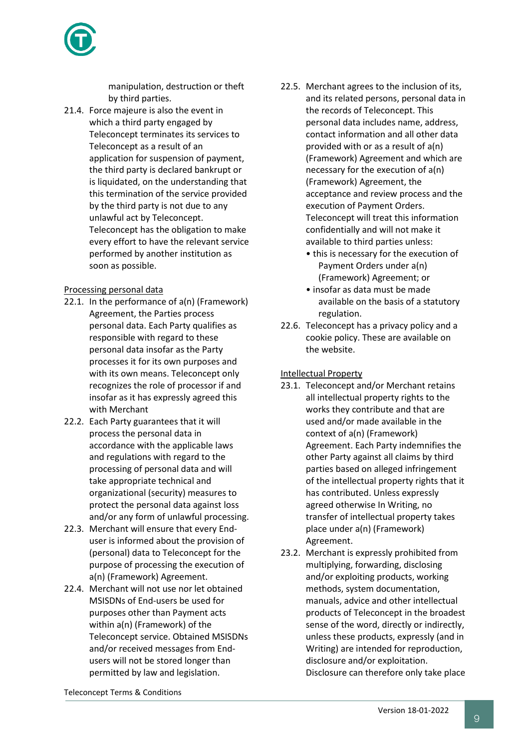manipulation, destruction or theft by third parties.

21.4. Force majeure is also the event in which a third party engaged by Teleconcept terminates its services to Teleconcept as a result of an application for suspension of payment, the third party is declared bankrupt or is liquidated, on the understanding that this termination of the service provided by the third party is not due to any unlawful act by Teleconcept. Teleconcept has the obligation to make every effort to have the relevant service performed by another institution as soon as possible.

Processing personal data

22.1. In the performance of a(n) (Framework) Agreement, the Parties process personal data. Each Party qualifies as responsible with regard to these personal data insofar as the Party processes it for its own purposes and with its own means. Teleconcept only recognizes the role of processor if and insofar as it has expressly agreed this with Merchant

22.2. Each Party guarantees that it will process the personal data in accordance with the applicable laws and regulations with regard to the processing of personal data and will take appropriate technical and organizational (security) measures to protect the personal data against loss and/or any form of unlawful processing.

22.3. Merchant will ensure that every End-user is informed about the provision of (personal) data to Teleconcept for the purpose of processing the execution of a(n) (Framework) Agreement.

22.4. Merchant will not use nor let obtained MSISDNs of End-users be used for purposes other than Payment acts within a(n) (Framework) of the Teleconcept service. Obtained MSISDNs and/or received messages from End-users will not be stored longer than permitted by law and legislation.

22.5. Merchant agrees to the inclusion of its, and its related persons, personal data in the records of Teleconcept. This personal data includes name, address, contact information and all other data provided with or as a result of a(n) (Framework) Agreement and which are necessary for the execution of a(n) (Framework) Agreement, the acceptance and review process and the execution of Payment Orders. Teleconcept will treat this information confidentially and will not make it available to third parties unless:

- this is necessary for the execution of Payment Orders under a(n) (Framework) Agreement; or
- insofar as data must be made available on the basis of a statutory regulation.

22.6. Teleconcept has a privacy policy and a cookie policy. These are available on the website.

Intellectual Property

23.1. Teleconcept and/or Merchant retains all intellectual property rights to the works they contribute and that are used and/or made available in the context of a(n) (Framework) Agreement. Each Party indemnifies the other Party against all claims by third parties based on alleged infringement of the intellectual property rights that it has contributed. Unless expressly agreed otherwise In Writing, no transfer of intellectual property takes place under a(n) (Framework) Agreement.

23.2. Merchant is expressly prohibited from multiplying, forwarding, disclosing and/or exploiting products, working methods, system documentation, manuals, advice and other intellectual products of Teleconcept in the broadest sense of the word, directly or indirectly, unless these products, expressly (and in Writing) are intended for reproduction, disclosure and/or exploitation. Disclosure can therefore only take place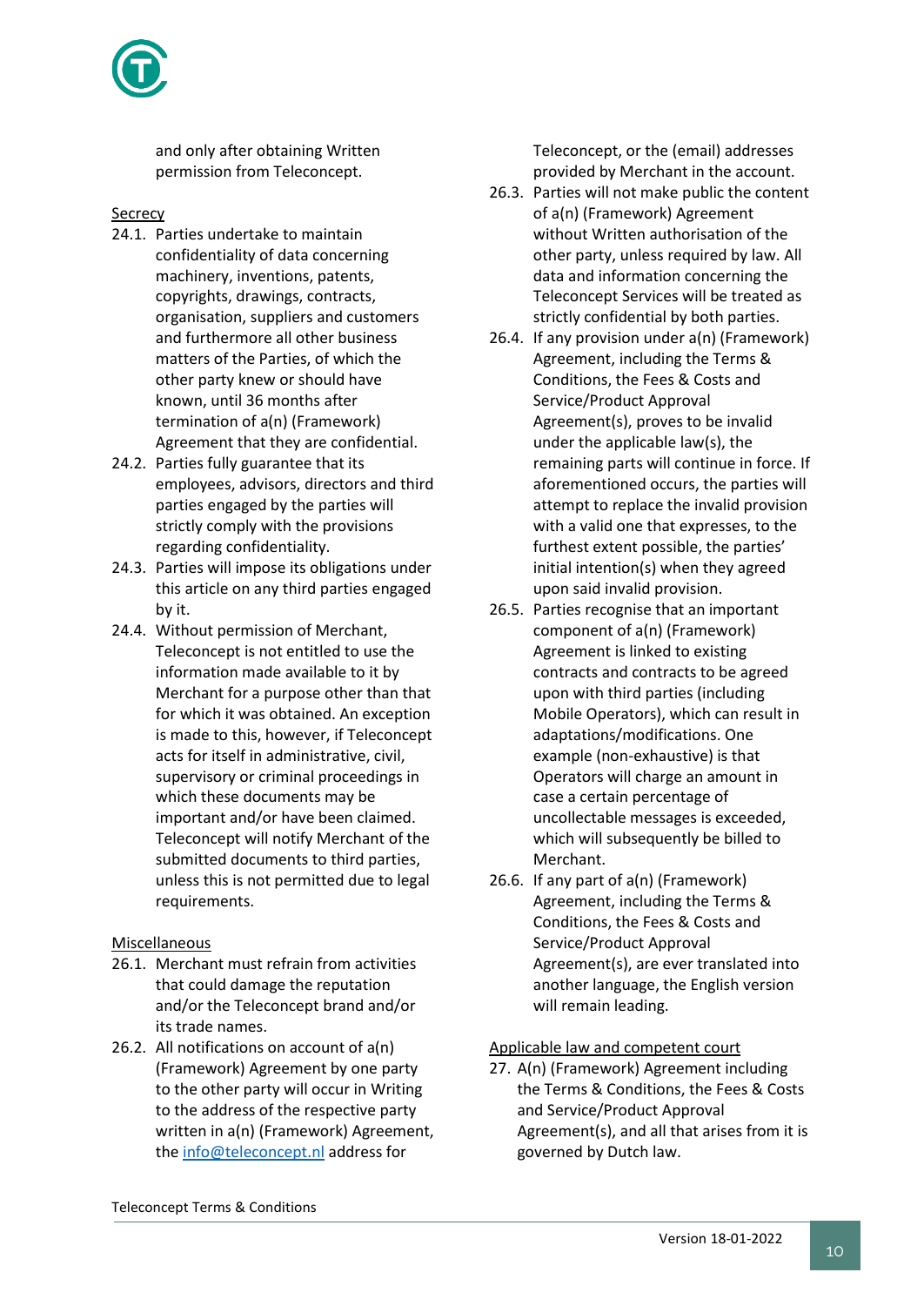and only after obtaining Written permission from Teleconcept.

Secrecy

24.1. Parties undertake to maintain confidentiality of data concerning machinery, inventions, patents, copyrights, drawings, contracts, organisation, suppliers and customers and furthermore all other business matters of the Parties, of which the other party knew or should have known, until 36 months after termination of a(n) (Framework) Agreement that they are confidential.

24.2. Parties fully guarantee that its employees, advisors, directors and third parties engaged by the parties will strictly comply with the provisions regarding confidentiality.

24.3. Parties will impose its obligations under this article on any third parties engaged by it.

24.4. Without permission of Merchant, Teleconcept is not entitled to use the information made available to it by Merchant for a purpose other than that for which it was obtained. An exception is made to this, however, if Teleconcept acts for itself in administrative, civil, supervisory or criminal proceedings in which these documents may be important and/or have been claimed. Teleconcept will notify Merchant of the submitted documents to third parties, unless this is not permitted due to legal requirements.

Miscellaneous

26.1. Merchant must refrain from activities that could damage the reputation and/or the Teleconcept brand and/or its trade names.

26.2. All notifications on account of a(n) (Framework) Agreement by one party to the other party will occur in Writing to the address of the respective party written in a(n) (Framework) Agreement, the info@teleconcept.nl address for Teleconcept, or the (email) addresses provided by Merchant in the account.

26.3. Parties will not make public the content of a(n) (Framework) Agreement without Written authorisation of the other party, unless required by law. All data and information concerning the Teleconcept Services will be treated as strictly confidential by both parties.

26.4. If any provision under a(n) (Framework) Agreement, including the Terms & Conditions, the Fees & Costs and Service/Product Approval Agreement(s), proves to be invalid under the applicable law(s), the remaining parts will continue in force. If aforementioned occurs, the parties will attempt to replace the invalid provision with a valid one that expresses, to the furthest extent possible, the parties' initial intention(s) when they agreed upon said invalid provision.

26.5. Parties recognise that an important component of a(n) (Framework) Agreement is linked to existing contracts and contracts to be agreed upon with third parties (including Mobile Operators), which can result in adaptations/modifications. One example (non-exhaustive) is that Operators will charge an amount in case a certain percentage of uncollectable messages is exceeded, which will subsequently be billed to Merchant.

26.6. If any part of a(n) (Framework) Agreement, including the Terms & Conditions, the Fees & Costs and Service/Product Approval Agreement(s), are ever translated into another language, the English version will remain leading.

Applicable law and competent court

27. A(n) (Framework) Agreement including the Terms & Conditions, the Fees & Costs and Service/Product Approval Agreement(s), and all that arises from it is governed by Dutch law.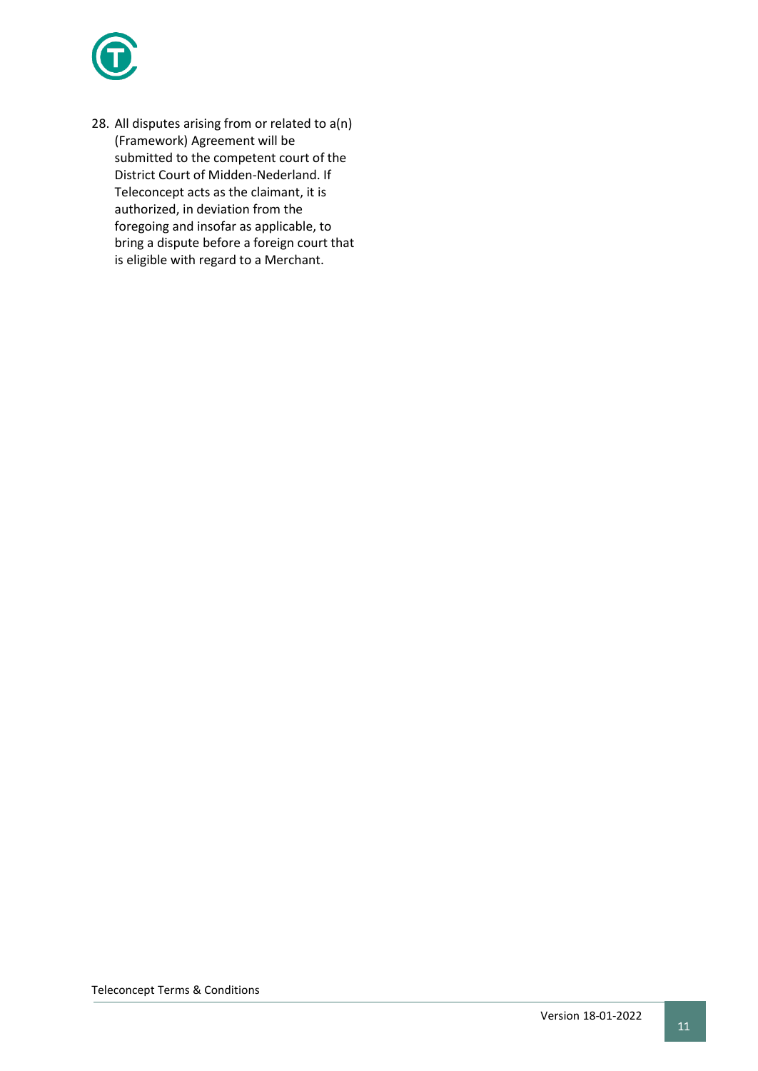28. All disputes arising from or related to a(n) (Framework) Agreement will be submitted to the competent court of the District Court of Midden-Nederland. If Teleconcept acts as the claimant, it is authorized, in deviation from the foregoing and insofar as applicable, to bring a dispute before a foreign court that is eligible with regard to a Merchant.